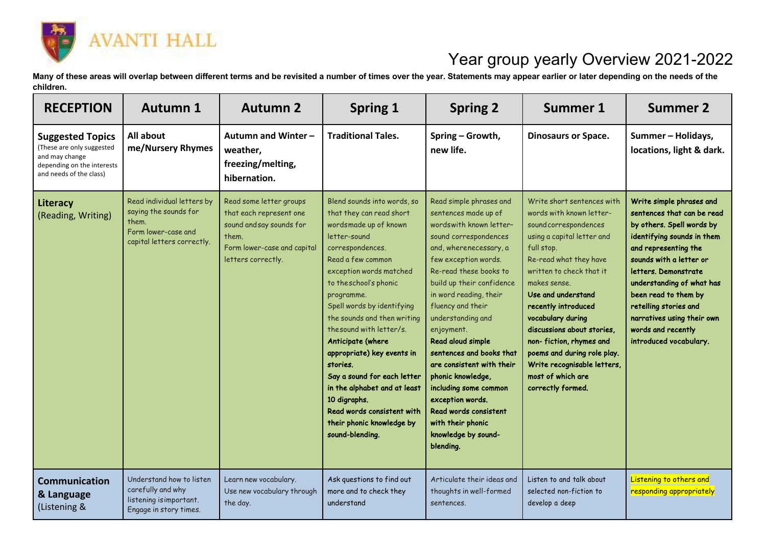AVANTI HALL

# Year group yearly Overview 2021-2022

**Many of these areas will overlap between different terms and be revisited a number of times over the year. Statements may appear earlier or later depending on the needs of the children.**

| RECEPTION | Autumn 1 | Autumn 2 | Spring 1 | Spring 2 | Summer 1 | Summer 2 |
|---|---|---|---|---|---|---|
| **Suggested Topics** (These are only suggested and may change depending on the interests and needs of the class) | **All about me/Nursery Rhymes** | **Autumn and Winter – weather, freezing/melting, hibernation.** | **Traditional Tales.** | **Spring – Growth, new life.** | **Dinosaurs or Space.** | **Summer – Holidays, locations, light & dark.** |
| **Literacy** (Reading, Writing) | Read individual letters by saying the sounds for them. Form lower-case and capital letters correctly. | Read some letter groups that each represent one sound and say sounds for them. Form lower-case and capital letters correctly. | Blend sounds into words, so that they can read short words made up of known letter-sound correspondences. Read a few common exception words matched to the school's phonic programme. Spell words by identifying the sounds and then writing the sound with letter/s. **Anticipate (where appropriate) key events in stories. Say a sound for each letter in the alphabet and at least 10 digraphs. Read words consistent with their phonic knowledge by sound-blending.** | Read simple phrases and sentences made up of words with known letter-sound correspondences and, where necessary, a few exception words. Re-read these books to build up their confidence in word reading, their fluency and their understanding and enjoyment. **Read aloud simple sentences and books that are consistent with their phonic knowledge, including some common exception words. Read words consistent with their phonic knowledge by sound-blending.** | Write short sentences with words with known letter-sound correspondences using a capital letter and full stop. Re-read what they have written to check that it makes sense. **Use and understand recently introduced vocabulary during discussions about stories, non- fiction, rhymes and poems and during role play. Write recognisable letters, most of which are correctly formed.** | **Write simple phrases and sentences that can be read by others. Spell words by identifying sounds in them and representing the sounds with a letter or letters. Demonstrate understanding of what has been read to them by retelling stories and narratives using their own words and recently introduced vocabulary.** |
| **Communication & Language** (Listening & | Understand how to listen carefully and why listening is important. Engage in story times. | Learn new vocabulary. Use new vocabulary through the day. | Ask questions to find out more and to check they understand | Articulate their ideas and thoughts in well-formed sentences. | Listen to and talk about selected non-fiction to develop a deep | Listening to others and responding appropriately |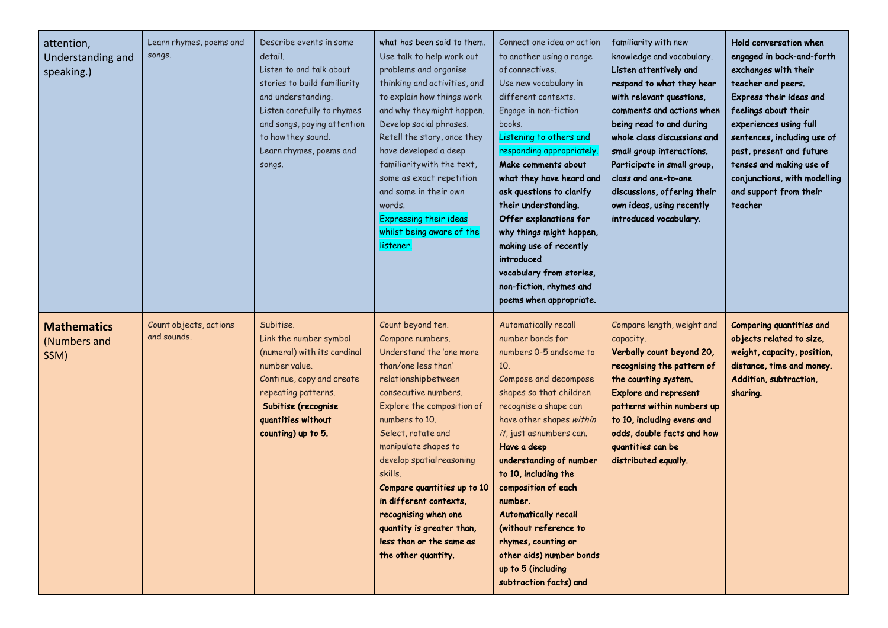| attention, Understanding and speaking.) | Learn rhymes, poems and songs. | Describe events in some detail.<br>Listen to and talk about stories to build familiarity and understanding.<br>Listen carefully to rhymes and songs, paying attention to how they sound.<br>Learn rhymes, poems and songs. | what has been said to them.<br>Use talk to help work out problems and organise thinking and activities, and to explain how things work and why they might happen.<br>Develop social phrases.<br>Retell the story, once they have developed a deep familiarity with the text, some as exact repetition and some in their own words.<br>Expressing their ideas whilst being aware of the listener. | Connect one idea or action to another using a range of connectives.<br>Use new vocabulary in different contexts.<br>Engage in non-fiction books.<br>Listening to others and responding appropriately.<br>**Make comments about what they have heard and ask questions to clarify their understanding.**<br>**Offer explanations for why things might happen, making use of recently introduced vocabulary from stories, non-fiction, rhymes and poems when appropriate.** | familiarity with new knowledge and vocabulary.<br>**Listen attentively and respond to what they hear with relevant questions, comments and actions when being read to and during whole class discussions and small group interactions.**<br>**Participate in small group, class and one-to-one discussions, offering their own ideas, using recently introduced vocabulary.** | **Hold conversation when engaged in back-and-forth exchanges with their teacher and peers.**<br>**Express their ideas and feelings about their experiences using full sentences, including use of past, present and future tenses and making use of conjunctions, with modelling and support from their teacher** |
|---|---|---|---|---|---|---|
| **Mathematics** (Numbers and SSM) | Count objects, actions and sounds. | Subitise.<br>Link the number symbol (numeral) with its cardinal number value.<br>Continue, copy and create repeating patterns.<br>**Subitise (recognise quantities without counting) up to 5.** | Count beyond ten.<br>Compare numbers.<br>Understand the 'one more than/one less than' relationship between consecutive numbers.<br>Explore the composition of numbers to 10.<br>Select, rotate and manipulate shapes to develop spatial reasoning skills.<br>**Compare quantities up to 10 in different contexts, recognising when one quantity is greater than, less than or the same as the other quantity.** | Automatically recall number bonds for numbers 0-5 and some to 10.<br>Compose and decompose shapes so that children recognise a shape can have other shapes *within it*, just as numbers can.<br>**Have a deep understanding of number to 10, including the composition of each number.**<br>**Automatically recall (without reference to rhymes, counting or other aids) number bonds up to 5 (including subtraction facts) and** | Compare length, weight and capacity.<br>**Verbally count beyond 20, recognising the pattern of the counting system.**<br>**Explore and represent patterns within numbers up to 10, including evens and odds, double facts and how quantities can be distributed equally.** | **Comparing quantities and objects related to size, weight, capacity, position, distance, time and money. Addition, subtraction, sharing.** |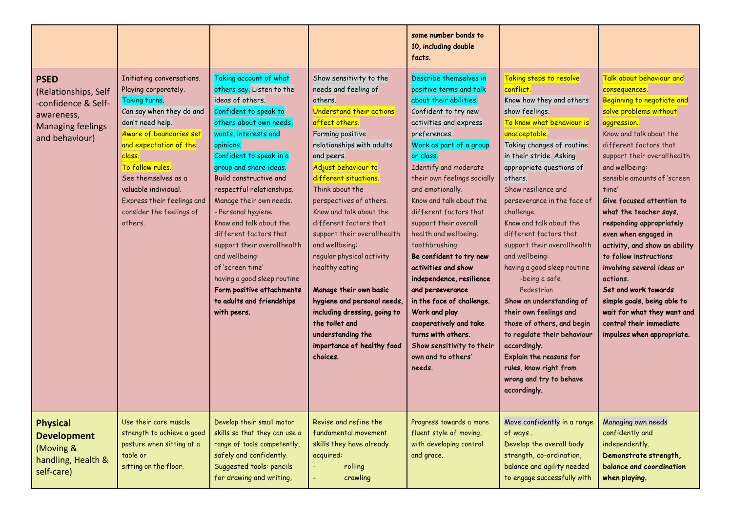| | | | | | | |
|---|---|---|---|---|---|---|
| | | | | **some number bonds to 10, including double facts.** | | |
| **PSED** (Relationships, Self -confidence & Self-awareness, Managing feelings and behaviour) | Initiating conversations.<br>Playing corporately.<br>Taking turns.<br>Can say when they do and don't need help.<br>Aware of boundaries set and expectation of the class.<br>To follow rules.<br>See themselves as a valuable individual.<br>Express their feelings and consider the feelings of others. | Taking account of what others say. Listen to the ideas of others.<br>Confident to speak to others about own needs, wants, interests and opinions.<br>Confident to speak in a group and share ideas.<br>Build constructive and respectful relationships.<br>Manage their own needs.<br>- Personal hygiene<br>Know and talk about the different factors that support their overall health and wellbeing:<br>of 'screen time'<br>having a good sleep routine<br>**Form positive attachments to adults and friendships with peers.** | Show sensitivity to the needs and feeling of others.<br>Understand their actions affect others.<br>Forming positive relationships with adults and peers.<br>Adjust behaviour to different situations.<br>Think about the perspectives of others.<br>Know and talk about the different factors that support their overall health and wellbeing:<br>regular physical activity<br>healthy eating<br>**Manage their own basic hygiene and personal needs, including dressing, going to the toilet and understanding the importance of healthy food choices.** | Describe themselves in positive terms and talk about their abilities.<br>Confident to try new activities and express preferences.<br>Work as part of a group or class.<br>Identify and moderate their own feelings socially and emotionally.<br>Know and talk about the different factors that support their overall health and wellbeing:<br>toothbrushing<br>**Be confident to try new activities and show independence, resilience and perseverance in the face of challenge.**<br>**Work and play cooperatively and take turns with others.**<br>**Show sensitivity to their own and to others' needs.** | Taking steps to resolve conflict.<br>Know how they and others show feelings.<br>To know what behaviour is unacceptable.<br>Taking changes of routine in their stride. Asking appropriate questions of others.<br>Show resilience and perseverance in the face of challenge.<br>Know and talk about the different factors that support their overall health and wellbeing:<br>having a good sleep routine<br>-being a safe Pedestrian<br>**Show an understanding of their own feelings and those of others, and begin to regulate their behaviour accordingly.**<br>**Explain the reasons for rules, know right from wrong and try to behave accordingly.** | Talk about behaviour and consequences.<br>Beginning to negotiate and solve problems without aggression.<br>Know and talk about the different factors that support their overall health and wellbeing:<br>sensible amounts of 'screen time'<br>**Give focused attention to what the teacher says, responding appropriately even when engaged in activity, and show an ability to follow instructions involving several ideas or actions.**<br>**Set and work towards simple goals, being able to wait for what they want and control their immediate impulses when appropriate.** |
| **Physical Development** (Moving & handling, Health & self-care) | Use their core muscle strength to achieve a good posture when sitting at a table or sitting on the floor. | Develop their small motor skills so that they can use a range of tools competently, safely and confidently.<br>Suggested tools: pencils for drawing and writing, | Revise and refine the fundamental movement skills they have already acquired:<br>- rolling<br>- crawling | Progress towards a more fluent style of moving, with developing control and grace. | Move confidently in a range of ways .<br>Develop the overall body strength, co-ordination, balance and agility needed to engage successfully with | Managing own needs confidently and independently.<br>**Demonstrate strength, balance and coordination when playing.** |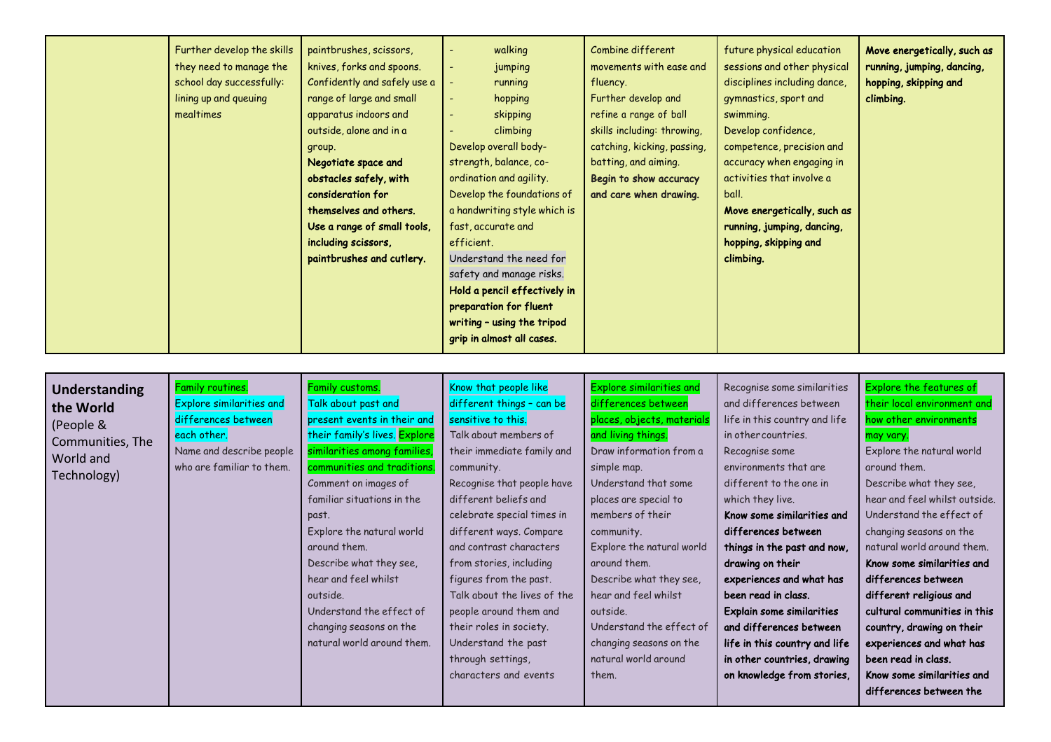| | | | | | | |
|---|---|---|---|---|---|---|
| | Further develop the skills they need to manage the school day successfully: lining up and queuing mealtimes | paintbrushes, scissors, knives, forks and spoons. Confidently and safely use a range of large and small apparatus indoors and outside, alone and in a group. **Negotiate space and obstacles safely, with consideration for themselves and others. Use a range of small tools, including scissors, paintbrushes and cutlery.** | - walking<br>- jumping<br>- running<br>- hopping<br>- skipping<br>- climbing<br>Develop overall body-strength, balance, co-ordination and agility. Develop the foundations of a handwriting style which is fast, accurate and efficient. Understand the need for safety and manage risks. **Hold a pencil effectively in preparation for fluent writing – using the tripod grip in almost all cases.** | Combine different movements with ease and fluency. Further develop and refine a range of ball skills including: throwing, catching, kicking, passing, batting, and aiming. **Begin to show accuracy and care when drawing.** | future physical education sessions and other physical disciplines including dance, gymnastics, sport and swimming. Develop confidence, competence, precision and accuracy when engaging in activities that involve a ball. **Move energetically, such as running, jumping, dancing, hopping, skipping and climbing.** | **Move energetically, such as running, jumping, dancing, hopping, skipping and climbing.** |
| **Understanding the World** (People & Communities, The World and Technology) | Family routines. Explore similarities and differences between each other. Name and describe people who are familiar to them. | Family customs. Talk about past and present events in their and their family's lives. Explore similarities among families, communities and traditions. Comment on images of familiar situations in the past. Explore the natural world around them. Describe what they see, hear and feel whilst outside. Understand the effect of changing seasons on the natural world around them. | Know that people like different things – can be sensitive to this. Talk about members of their immediate family and community. Recognise that people have different beliefs and celebrate special times in different ways. Compare and contrast characters from stories, including figures from the past. Talk about the lives of the people around them and their roles in society. Understand the past through settings, characters and events | Explore similarities and differences between places, objects, materials and living things. Draw information from a simple map. Understand that some places are special to members of their community. Explore the natural world around them. Describe what they see, hear and feel whilst outside. Understand the effect of changing seasons on the natural world around them. | Recognise some similarities and differences between life in this country and life in other countries. Recognise some environments that are different to the one in which they live. **Know some similarities and differences between things in the past and now, drawing on their experiences and what has been read in class. Explain some similarities and differences between life in this country and life in other countries, drawing on knowledge from stories,** | Explore the features of their local environment and how other environments may vary. Explore the natural world around them. Describe what they see, hear and feel whilst outside. Understand the effect of changing seasons on the natural world around them. **Know some similarities and differences between different religious and cultural communities in this country, drawing on their experiences and what has been read in class. Know some similarities and differences between the** |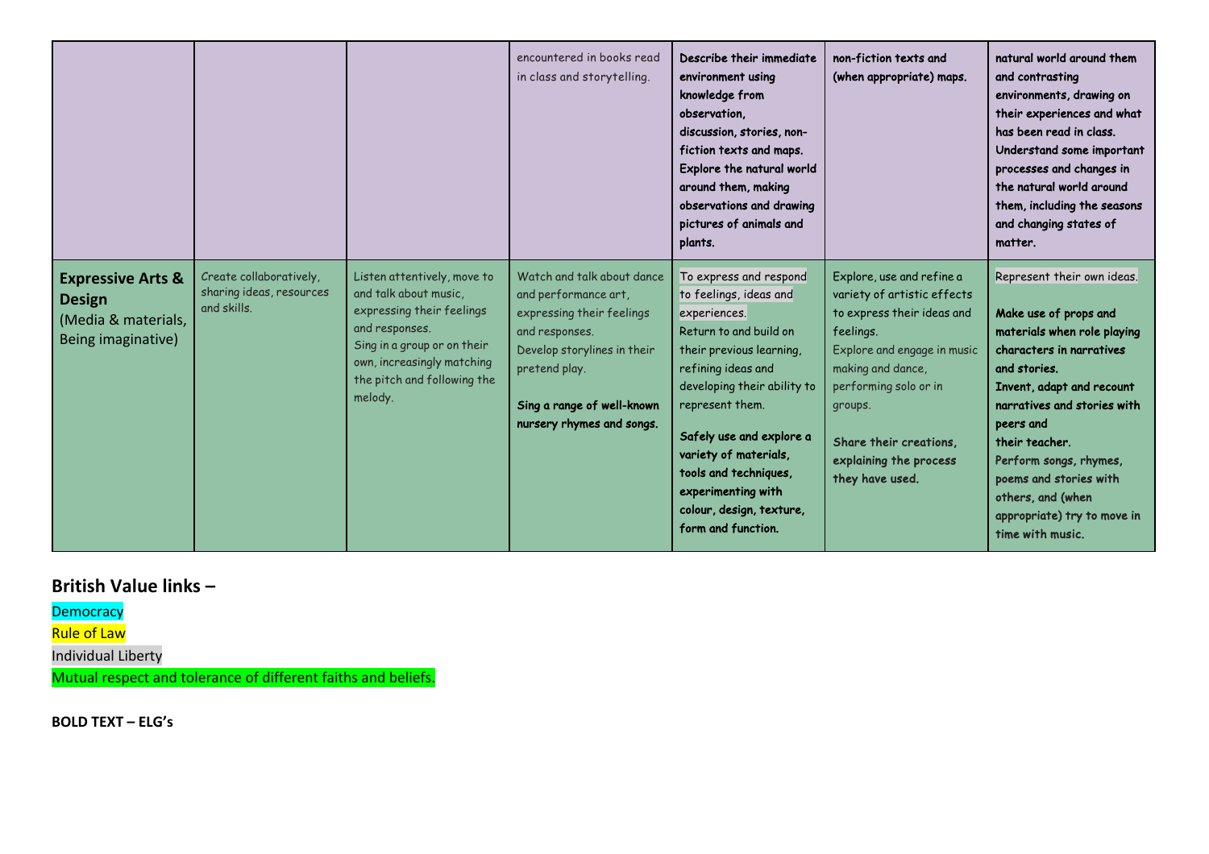| | | | | | | |
|---|---|---|---|---|---|---|
| | | | encountered in books read in class and storytelling. | **Describe their immediate environment using knowledge from observation, discussion, stories, non-fiction texts and maps. Explore the natural world around them, making observations and drawing pictures of animals and plants.** | **non-fiction texts and (when appropriate) maps.** | **natural world around them and contrasting environments, drawing on their experiences and what has been read in class. Understand some important processes and changes in the natural world around them, including the seasons and changing states of matter.** |
| **Expressive Arts & Design** (Media & materials, Being imaginative) | Create collaboratively, sharing ideas, resources and skills. | Listen attentively, move to and talk about music, expressing their feelings and responses. Sing in a group or on their own, increasingly matching the pitch and following the melody. | Watch and talk about dance and performance art, expressing their feelings and responses. Develop storylines in their pretend play. **Sing a range of well-known nursery rhymes and songs.** | To express and respond to feelings, ideas and experiences. Return to and build on their previous learning, refining ideas and developing their ability to represent them. **Safely use and explore a variety of materials, tools and techniques, experimenting with colour, design, texture, form and function.** | Explore, use and refine a variety of artistic effects to express their ideas and feelings. Explore and engage in music making and dance, performing solo or in groups. **Share their creations, explaining the process they have used.** | Represent their own ideas. **Make use of props and materials when role playing characters in narratives and stories. Invent, adapt and recount narratives and stories with peers and their teacher.** **Perform songs, rhymes, poems and stories with others, and (when appropriate) try to move in time with music.** |

## British Value links –

Democracy

Rule of Law

Individual Liberty

Mutual respect and tolerance of different faiths and beliefs.

**BOLD TEXT – ELG's**